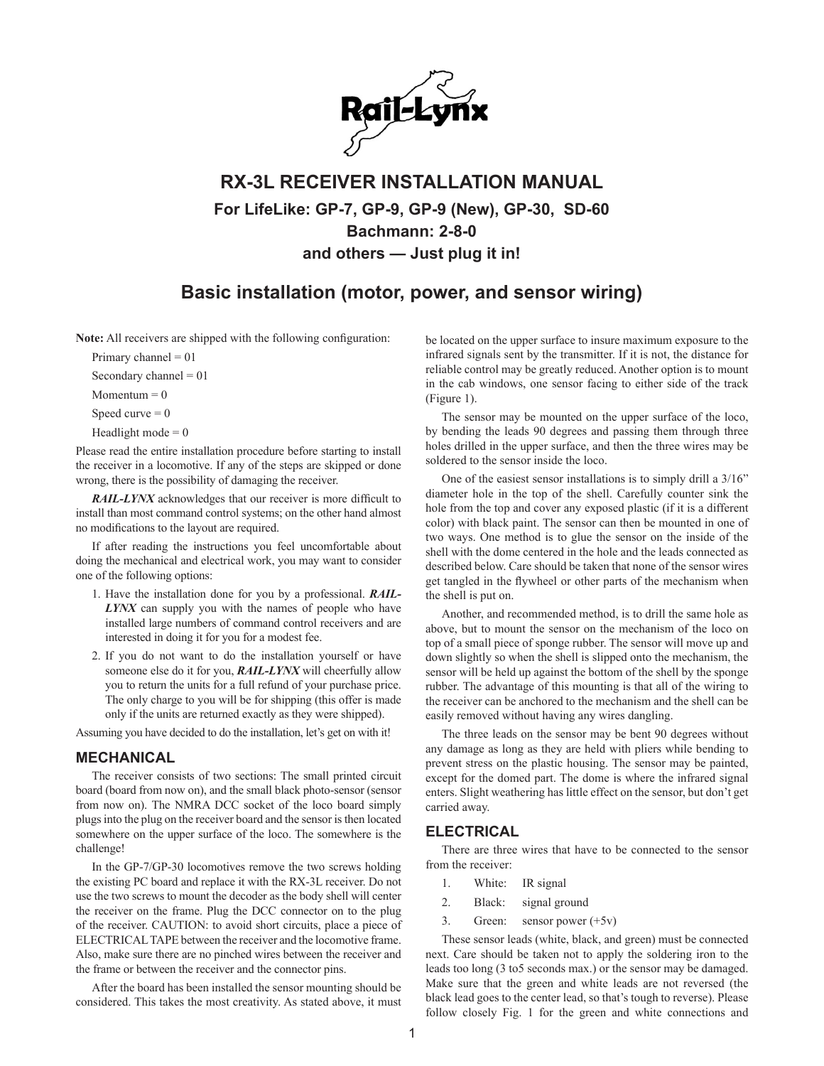# RX-3L RECEIVER INSTALLATION MANUAL

### For LifeLike: GP-7, GP-9, GP-9 (New), GP-30, SD-60
### Bachmann: 2-8-0
### and others — Just plug it in!

## Basic installation (motor, power, and sensor wiring)

**Note:** All receivers are shipped with the following configuration:

Primary channel = 01

Secondary channel = 01

Momentum = 0

Speed curve = 0

Headlight mode = 0

Please read the entire installation procedure before starting to install the receiver in a locomotive. If any of the steps are skipped or done wrong, there is the possibility of damaging the receiver.

***RAIL-LYNX*** acknowledges that our receiver is more difficult to install than most command control systems; on the other hand almost no modifications to the layout are required.

If after reading the instructions you feel uncomfortable about doing the mechanical and electrical work, you may want to consider one of the following options:

1. Have the installation done for you by a professional. ***RAIL-LYNX*** can supply you with the names of people who have installed large numbers of command control receivers and are interested in doing it for you for a modest fee.
2. If you do not want to do the installation yourself or have someone else do it for you, ***RAIL-LYNX*** will cheerfully allow you to return the units for a full refund of your purchase price. The only charge to you will be for shipping (this offer is made only if the units are returned exactly as they were shipped).

Assuming you have decided to do the installation, let's get on with it!

### MECHANICAL

The receiver consists of two sections: The small printed circuit board (board from now on), and the small black photo-sensor (sensor from now on). The NMRA DCC socket of the loco board simply plugs into the plug on the receiver board and the sensor is then located somewhere on the upper surface of the loco. The somewhere is the challenge!

In the GP-7/GP-30 locomotives remove the two screws holding the existing PC board and replace it with the RX-3L receiver. Do not use the two screws to mount the decoder as the body shell will center the receiver on the frame. Plug the DCC connector on to the plug of the receiver. CAUTION: to avoid short circuits, place a piece of ELECTRICAL TAPE between the receiver and the locomotive frame. Also, make sure there are no pinched wires between the receiver and the frame or between the receiver and the connector pins.

After the board has been installed the sensor mounting should be considered. This takes the most creativity. As stated above, it must be located on the upper surface to insure maximum exposure to the infrared signals sent by the transmitter. If it is not, the distance for reliable control may be greatly reduced. Another option is to mount in the cab windows, one sensor facing to either side of the track (Figure 1).

The sensor may be mounted on the upper surface of the loco, by bending the leads 90 degrees and passing them through three holes drilled in the upper surface, and then the three wires may be soldered to the sensor inside the loco.

One of the easiest sensor installations is to simply drill a 3/16" diameter hole in the top of the shell. Carefully counter sink the hole from the top and cover any exposed plastic (if it is a different color) with black paint. The sensor can then be mounted in one of two ways. One method is to glue the sensor on the inside of the shell with the dome centered in the hole and the leads connected as described below. Care should be taken that none of the sensor wires get tangled in the flywheel or other parts of the mechanism when the shell is put on.

Another, and recommended method, is to drill the same hole as above, but to mount the sensor on the mechanism of the loco on top of a small piece of sponge rubber. The sensor will move up and down slightly so when the shell is slipped onto the mechanism, the sensor will be held up against the bottom of the shell by the sponge rubber. The advantage of this mounting is that all of the wiring to the receiver can be anchored to the mechanism and the shell can be easily removed without having any wires dangling.

The three leads on the sensor may be bent 90 degrees without any damage as long as they are held with pliers while bending to prevent stress on the plastic housing. The sensor may be painted, except for the domed part. The dome is where the infrared signal enters. Slight weathering has little effect on the sensor, but don't get carried away.

### ELECTRICAL

There are three wires that have to be connected to the sensor from the receiver:

1. White: IR signal
2. Black: signal ground
3. Green: sensor power (+5v)

These sensor leads (white, black, and green) must be connected next. Care should be taken not to apply the soldering iron to the leads too long (3 to5 seconds max.) or the sensor may be damaged. Make sure that the green and white leads are not reversed (the black lead goes to the center lead, so that's tough to reverse). Please follow closely Fig. 1 for the green and white connections and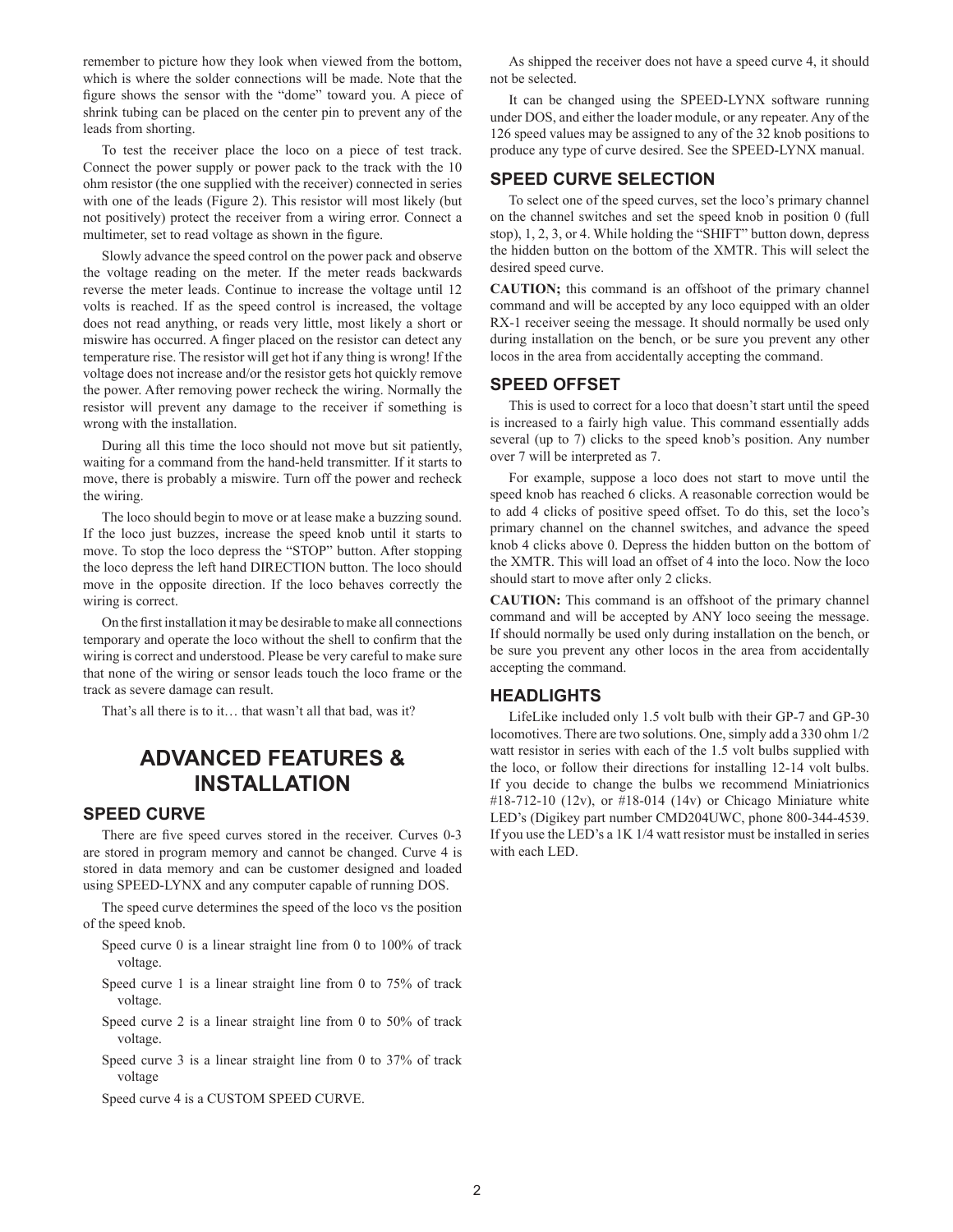remember to picture how they look when viewed from the bottom, which is where the solder connections will be made. Note that the figure shows the sensor with the "dome" toward you. A piece of shrink tubing can be placed on the center pin to prevent any of the leads from shorting.

To test the receiver place the loco on a piece of test track. Connect the power supply or power pack to the track with the 10 ohm resistor (the one supplied with the receiver) connected in series with one of the leads (Figure 2). This resistor will most likely (but not positively) protect the receiver from a wiring error. Connect a multimeter, set to read voltage as shown in the figure.

Slowly advance the speed control on the power pack and observe the voltage reading on the meter. If the meter reads backwards reverse the meter leads. Continue to increase the voltage until 12 volts is reached. If as the speed control is increased, the voltage does not read anything, or reads very little, most likely a short or miswire has occurred. A finger placed on the resistor can detect any temperature rise. The resistor will get hot if any thing is wrong! If the voltage does not increase and/or the resistor gets hot quickly remove the power. After removing power recheck the wiring. Normally the resistor will prevent any damage to the receiver if something is wrong with the installation.

During all this time the loco should not move but sit patiently, waiting for a command from the hand-held transmitter. If it starts to move, there is probably a miswire. Turn off the power and recheck the wiring.

The loco should begin to move or at lease make a buzzing sound. If the loco just buzzes, increase the speed knob until it starts to move. To stop the loco depress the "STOP" button. After stopping the loco depress the left hand DIRECTION button. The loco should move in the opposite direction. If the loco behaves correctly the wiring is correct.

On the first installation it may be desirable to make all connections temporary and operate the loco without the shell to confirm that the wiring is correct and understood. Please be very careful to make sure that none of the wiring or sensor leads touch the loco frame or the track as severe damage can result.

That's all there is to it… that wasn't all that bad, was it?

# ADVANCED FEATURES & INSTALLATION

## SPEED CURVE

There are five speed curves stored in the receiver. Curves 0-3 are stored in program memory and cannot be changed. Curve 4 is stored in data memory and can be customer designed and loaded using SPEED-LYNX and any computer capable of running DOS.

The speed curve determines the speed of the loco vs the position of the speed knob.

Speed curve 0 is a linear straight line from 0 to 100% of track voltage.

Speed curve 1 is a linear straight line from 0 to 75% of track voltage.

Speed curve 2 is a linear straight line from 0 to 50% of track voltage.

Speed curve 3 is a linear straight line from 0 to 37% of track voltage

Speed curve 4 is a CUSTOM SPEED CURVE.

As shipped the receiver does not have a speed curve 4, it should not be selected.

It can be changed using the SPEED-LYNX software running under DOS, and either the loader module, or any repeater. Any of the 126 speed values may be assigned to any of the 32 knob positions to produce any type of curve desired. See the SPEED-LYNX manual.

## SPEED CURVE SELECTION

To select one of the speed curves, set the loco's primary channel on the channel switches and set the speed knob in position 0 (full stop), 1, 2, 3, or 4. While holding the "SHIFT" button down, depress the hidden button on the bottom of the XMTR. This will select the desired speed curve.

**CAUTION;** this command is an offshoot of the primary channel command and will be accepted by any loco equipped with an older RX-1 receiver seeing the message. It should normally be used only during installation on the bench, or be sure you prevent any other locos in the area from accidentally accepting the command.

## SPEED OFFSET

This is used to correct for a loco that doesn't start until the speed is increased to a fairly high value. This command essentially adds several (up to 7) clicks to the speed knob's position. Any number over 7 will be interpreted as 7.

For example, suppose a loco does not start to move until the speed knob has reached 6 clicks. A reasonable correction would be to add 4 clicks of positive speed offset. To do this, set the loco's primary channel on the channel switches, and advance the speed knob 4 clicks above 0. Depress the hidden button on the bottom of the XMTR. This will load an offset of 4 into the loco. Now the loco should start to move after only 2 clicks.

**CAUTION:** This command is an offshoot of the primary channel command and will be accepted by ANY loco seeing the message. If should normally be used only during installation on the bench, or be sure you prevent any other locos in the area from accidentally accepting the command.

## HEADLIGHTS

LifeLike included only 1.5 volt bulb with their GP-7 and GP-30 locomotives. There are two solutions. One, simply add a 330 ohm 1/2 watt resistor in series with each of the 1.5 volt bulbs supplied with the loco, or follow their directions for installing 12-14 volt bulbs. If you decide to change the bulbs we recommend Miniatrionics #18-712-10 (12v), or #18-014 (14v) or Chicago Miniature white LED's (Digikey part number CMD204UWC, phone 800-344-4539. If you use the LED's a 1K 1/4 watt resistor must be installed in series with each LED.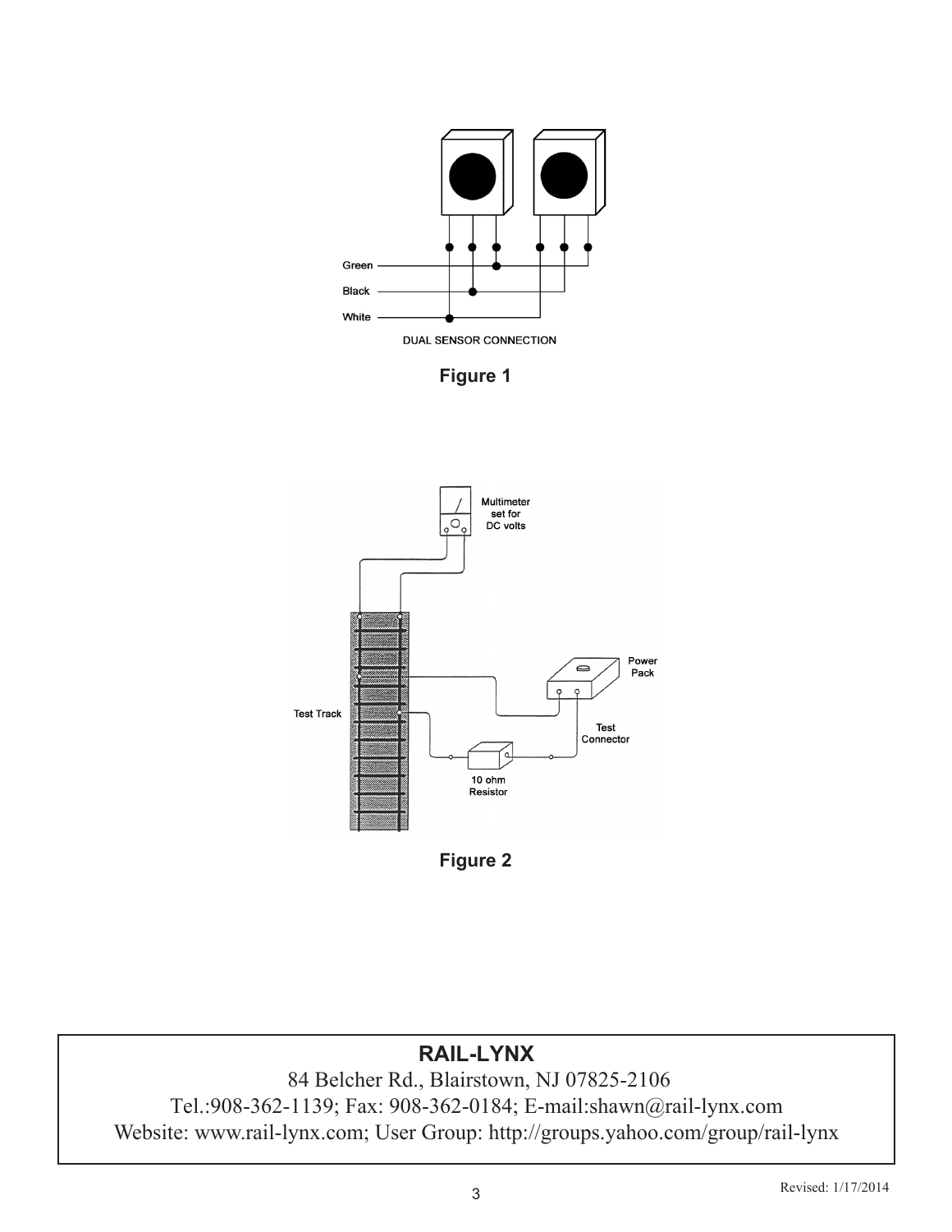Green

Black

White

DUAL SENSOR CONNECTION

**Figure 1**

Multimeter
set for
DC volts

Power
Pack

Test Track

Test
Connector

10 ohm
Resistor

**Figure 2**

**RAIL-LYNX**

84 Belcher Rd., Blairstown, NJ 07825-2106

Tel.:908-362-1139; Fax: 908-362-0184; E-mail:shawn@rail-lynx.com

Website: www.rail-lynx.com; User Group: http://groups.yahoo.com/group/rail-lynx

Revised: 1/17/2014